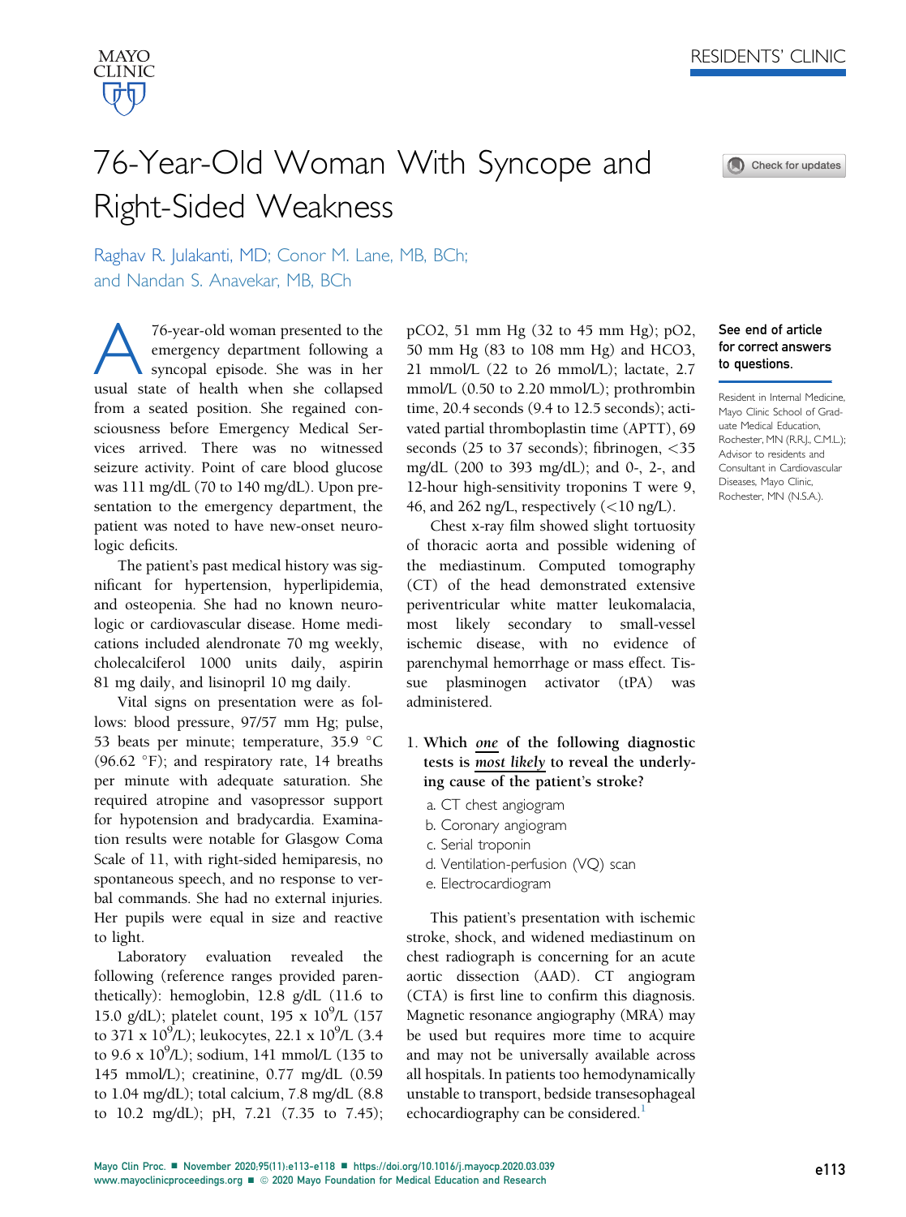RESIDENTS' CLINIC

# 76-Year-Old Woman With Syncope and Right-Sided Weakness

Raghav R. Julakanti, MD; Conor M. Lane, MB, BCh; and Nandan S. Anavekar, MB, BCh

See end of article for correct answers to questions.

Resident in Internal Medicine, Mayo Clinic School of Graduate Medical Education, Rochester, MN (R.R.J., C.M.L.); Advisor to residents and Consultant in Cardiovascular Diseases, Mayo Clinic, Rochester, MN (N.S.A.).

A 76-year-old woman presented to the emergency department following a syncopal episode. She was in her usual state of health when she collapsed from a seated position. She regained consciousness before Emergency Medical Services arrived. There was no witnessed seizure activity. Point of care blood glucose was 111 mg/dL (70 to 140 mg/dL). Upon presentation to the emergency department, the patient was noted to have new-onset neurologic deficits.

The patient's past medical history was significant for hypertension, hyperlipidemia, and osteopenia. She had no known neurologic or cardiovascular disease. Home medications included alendronate 70 mg weekly, cholecalciferol 1000 units daily, aspirin 81 mg daily, and lisinopril 10 mg daily.

Vital signs on presentation were as follows: blood pressure, 97/57 mm Hg; pulse, 53 beats per minute; temperature, 35.9 °C (96.62 °F); and respiratory rate, 14 breaths per minute with adequate saturation. She required atropine and vasopressor support for hypotension and bradycardia. Examination results were notable for Glasgow Coma Scale of 11, with right-sided hemiparesis, no spontaneous speech, and no response to verbal commands. She had no external injuries. Her pupils were equal in size and reactive to light.

Laboratory evaluation revealed the following (reference ranges provided parenthetically): hemoglobin, 12.8 g/dL (11.6 to 15.0 g/dL); platelet count, 195 x $10^9$/L (157 to 371 x $10^9$/L); leukocytes, 22.1 x $10^9$/L (3.4 to 9.6 x $10^9$/L); sodium, 141 mmol/L (135 to 145 mmol/L); creatinine, 0.77 mg/dL (0.59 to 1.04 mg/dL); total calcium, 7.8 mg/dL (8.8 to 10.2 mg/dL); pH, 7.21 (7.35 to 7.45); $pCO_2$, 51 mm Hg (32 to 45 mm Hg); $pO_2$, 50 mm Hg (83 to 108 mm Hg) and $HCO_3$, 21 mmol/L (22 to 26 mmol/L); lactate, 2.7 mmol/L (0.50 to 2.20 mmol/L); prothrombin time, 20.4 seconds (9.4 to 12.5 seconds); activated partial thromboplastin time (APTT), 69 seconds (25 to 37 seconds); fibrinogen, <35 mg/dL (200 to 393 mg/dL); and 0-, 2-, and 12-hour high-sensitivity troponins T were 9, 46, and 262 ng/L, respectively (<10 ng/L).

Chest x-ray film showed slight tortuosity of thoracic aorta and possible widening of the mediastinum. Computed tomography (CT) of the head demonstrated extensive periventricular white matter leukomalacia, most likely secondary to small-vessel ischemic disease, with no evidence of parenchymal hemorrhage or mass effect. Tissue plasminogen activator (tPA) was administered.

1. **Which *one* of the following diagnostic tests is *most likely* to reveal the underlying cause of the patient's stroke?**
   a. CT chest angiogram
   b. Coronary angiogram
   c. Serial troponin
   d. Ventilation-perfusion (VQ) scan
   e. Electrocardiogram

This patient's presentation with ischemic stroke, shock, and widened mediastinum on chest radiograph is concerning for an acute aortic dissection (AAD). CT angiogram (CTA) is first line to confirm this diagnosis. Magnetic resonance angiography (MRA) may be used but requires more time to acquire and may not be universally available across all hospitals. In patients too hemodynamically unstable to transport, bedside transesophageal echocardiography can be considered.[1]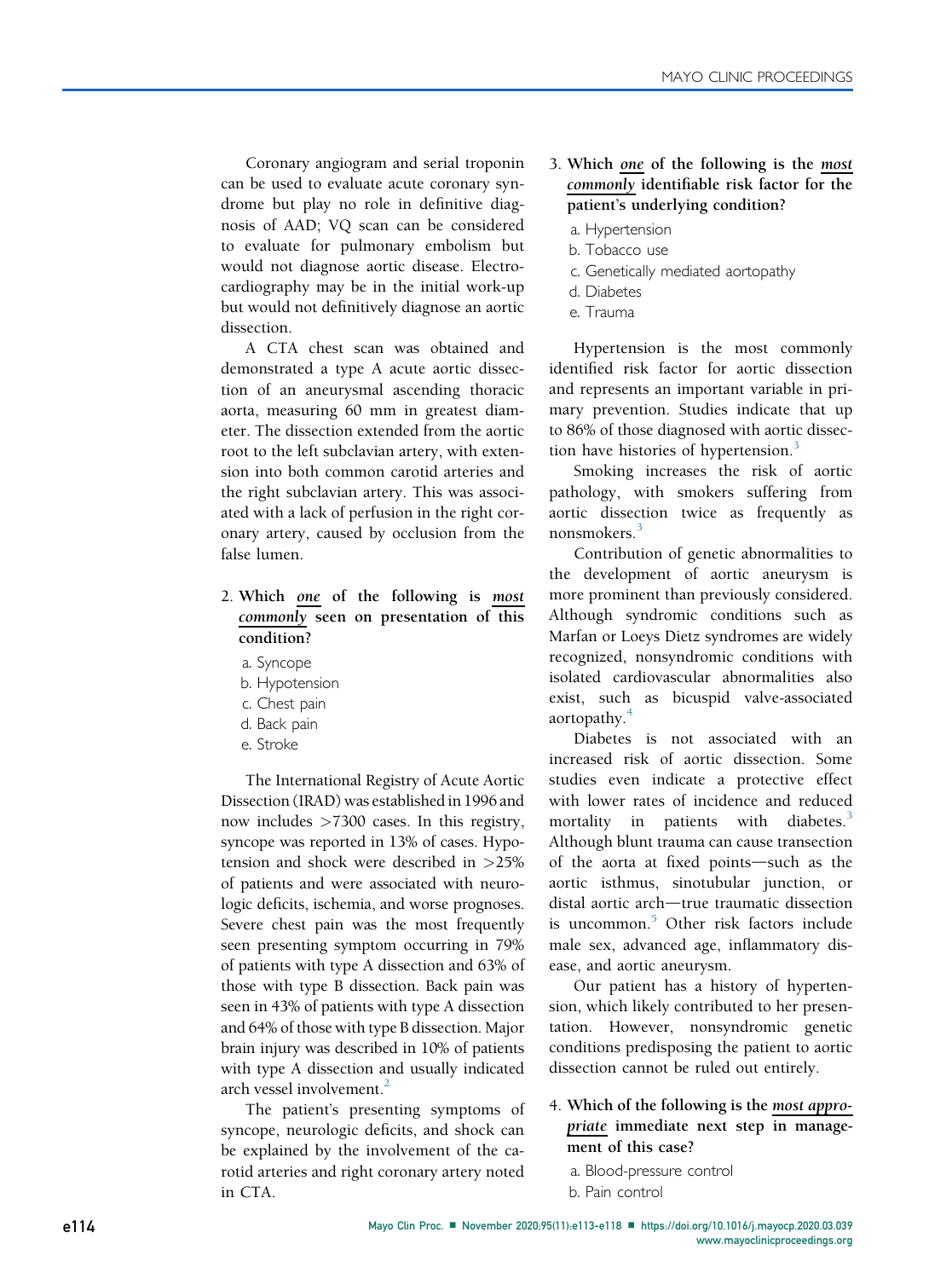Coronary angiogram and serial troponin can be used to evaluate acute coronary syndrome but play no role in definitive diagnosis of AAD; VQ scan can be considered to evaluate for pulmonary embolism but would not diagnose aortic disease. Electrocardiography may be in the initial work-up but would not definitively diagnose an aortic dissection.

A CTA chest scan was obtained and demonstrated a type A acute aortic dissection of an aneurysmal ascending thoracic aorta, measuring 60 mm in greatest diameter. The dissection extended from the aortic root to the left subclavian artery, with extension into both common carotid arteries and the right subclavian artery. This was associated with a lack of perfusion in the right coronary artery, caused by occlusion from the false lumen.

2. **Which *one* of the following is *most commonly* seen on presentation of this condition?**

   a. Syncope
   b. Hypotension
   c. Chest pain
   d. Back pain
   e. Stroke

The International Registry of Acute Aortic Dissection (IRAD) was established in 1996 and now includes >7300 cases. In this registry, syncope was reported in 13% of cases. Hypotension and shock were described in >25% of patients and were associated with neurologic deficits, ischemia, and worse prognoses. Severe chest pain was the most frequently seen presenting symptom occurring in 79% of patients with type A dissection and 63% of those with type B dissection. Back pain was seen in 43% of patients with type A dissection and 64% of those with type B dissection. Major brain injury was described in 10% of patients with type A dissection and usually indicated arch vessel involvement.[2]

The patient's presenting symptoms of syncope, neurologic deficits, and shock can be explained by the involvement of the carotid arteries and right coronary artery noted in CTA.

3. **Which *one* of the following is the *most commonly* identifiable risk factor for the patient's underlying condition?**

   a. Hypertension
   b. Tobacco use
   c. Genetically mediated aortopathy
   d. Diabetes
   e. Trauma

Hypertension is the most commonly identified risk factor for aortic dissection and represents an important variable in primary prevention. Studies indicate that up to 86% of those diagnosed with aortic dissection have histories of hypertension.[3]

Smoking increases the risk of aortic pathology, with smokers suffering from aortic dissection twice as frequently as nonsmokers.[3]

Contribution of genetic abnormalities to the development of aortic aneurysm is more prominent than previously considered. Although syndromic conditions such as Marfan or Loeys Dietz syndromes are widely recognized, nonsyndromic conditions with isolated cardiovascular abnormalities also exist, such as bicuspid valve-associated aortopathy.[4]

Diabetes is not associated with an increased risk of aortic dissection. Some studies even indicate a protective effect with lower rates of incidence and reduced mortality in patients with diabetes.[3] Although blunt trauma can cause transection of the aorta at fixed points—such as the aortic isthmus, sinotubular junction, or distal aortic arch—true traumatic dissection is uncommon.[5] Other risk factors include male sex, advanced age, inflammatory disease, and aortic aneurysm.

Our patient has a history of hypertension, which likely contributed to her presentation. However, nonsyndromic genetic conditions predisposing the patient to aortic dissection cannot be ruled out entirely.

4. **Which of the following is the *most appropriate* immediate next step in management of this case?**

   a. Blood-pressure control
   b. Pain control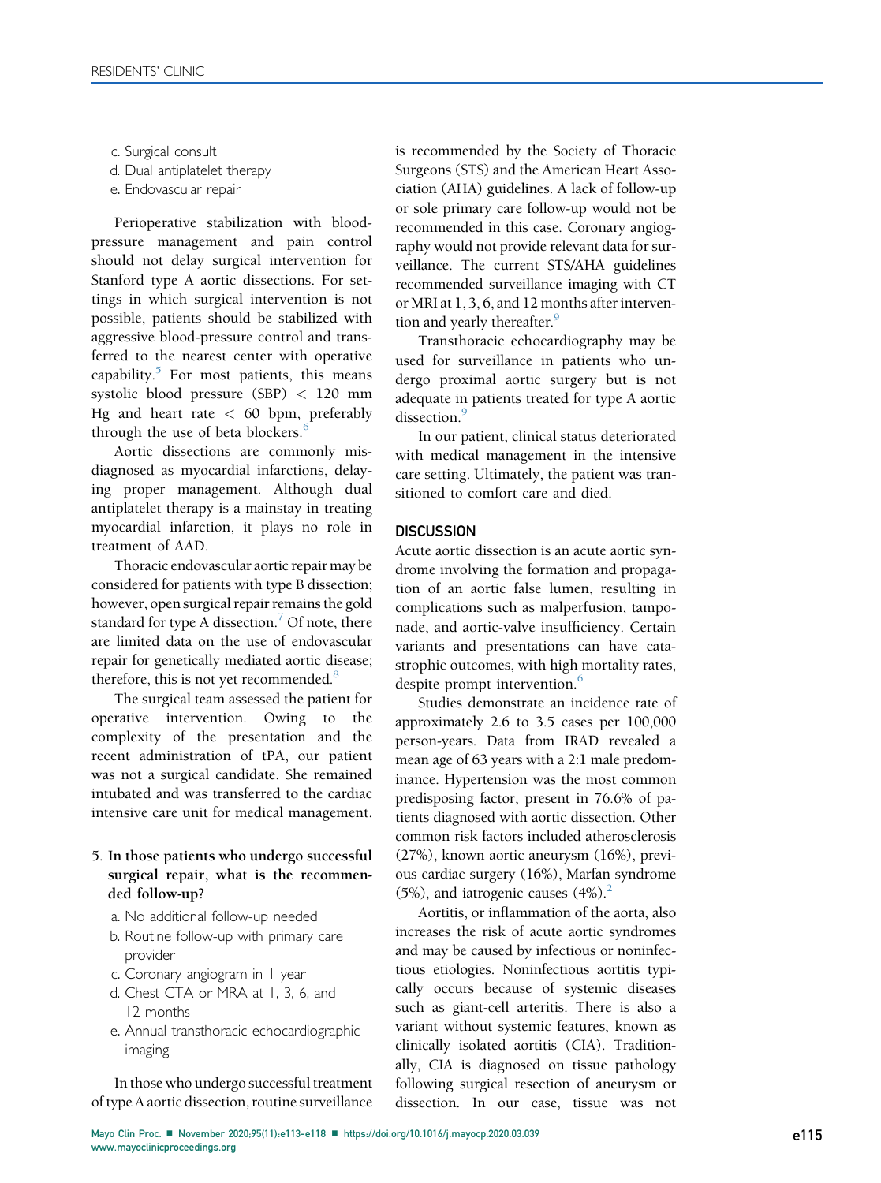c. Surgical consult
d. Dual antiplatelet therapy
e. Endovascular repair

Perioperative stabilization with blood-pressure management and pain control should not delay surgical intervention for Stanford type A aortic dissections. For settings in which surgical intervention is not possible, patients should be stabilized with aggressive blood-pressure control and transferred to the nearest center with operative capability.[5] For most patients, this means systolic blood pressure (SBP) < 120 mm Hg and heart rate < 60 bpm, preferably through the use of beta blockers.[6]

Aortic dissections are commonly misdiagnosed as myocardial infarctions, delaying proper management. Although dual antiplatelet therapy is a mainstay in treating myocardial infarction, it plays no role in treatment of AAD.

Thoracic endovascular aortic repair may be considered for patients with type B dissection; however, open surgical repair remains the gold standard for type A dissection.[7] Of note, there are limited data on the use of endovascular repair for genetically mediated aortic disease; therefore, this is not yet recommended.[8]

The surgical team assessed the patient for operative intervention. Owing to the complexity of the presentation and the recent administration of tPA, our patient was not a surgical candidate. She remained intubated and was transferred to the cardiac intensive care unit for medical management.

5. **In those patients who undergo successful surgical repair, what is the recommended follow-up?**

   a. No additional follow-up needed
   b. Routine follow-up with primary care provider
   c. Coronary angiogram in 1 year
   d. Chest CTA or MRA at 1, 3, 6, and 12 months
   e. Annual transthoracic echocardiographic imaging

In those who undergo successful treatment of type A aortic dissection, routine surveillance is recommended by the Society of Thoracic Surgeons (STS) and the American Heart Association (AHA) guidelines. A lack of follow-up or sole primary care follow-up would not be recommended in this case. Coronary angiography would not provide relevant data for surveillance. The current STS/AHA guidelines recommended surveillance imaging with CT or MRI at 1, 3, 6, and 12 months after intervention and yearly thereafter.[9]

Transthoracic echocardiography may be used for surveillance in patients who undergo proximal aortic surgery but is not adequate in patients treated for type A aortic dissection.[9]

In our patient, clinical status deteriorated with medical management in the intensive care setting. Ultimately, the patient was transitioned to comfort care and died.

## DISCUSSION

Acute aortic dissection is an acute aortic syndrome involving the formation and propagation of an aortic false lumen, resulting in complications such as malperfusion, tamponade, and aortic-valve insufficiency. Certain variants and presentations can have catastrophic outcomes, with high mortality rates, despite prompt intervention.[6]

Studies demonstrate an incidence rate of approximately 2.6 to 3.5 cases per 100,000 person-years. Data from IRAD revealed a mean age of 63 years with a 2:1 male predominance. Hypertension was the most common predisposing factor, present in 76.6% of patients diagnosed with aortic dissection. Other common risk factors included atherosclerosis (27%), known aortic aneurysm (16%), previous cardiac surgery (16%), Marfan syndrome (5%), and iatrogenic causes (4%).[2]

Aortitis, or inflammation of the aorta, also increases the risk of acute aortic syndromes and may be caused by infectious or noninfectious etiologies. Noninfectious aortitis typically occurs because of systemic diseases such as giant-cell arteritis. There is also a variant without systemic features, known as clinically isolated aortitis (CIA). Traditionally, CIA is diagnosed on tissue pathology following surgical resection of aneurysm or dissection. In our case, tissue was not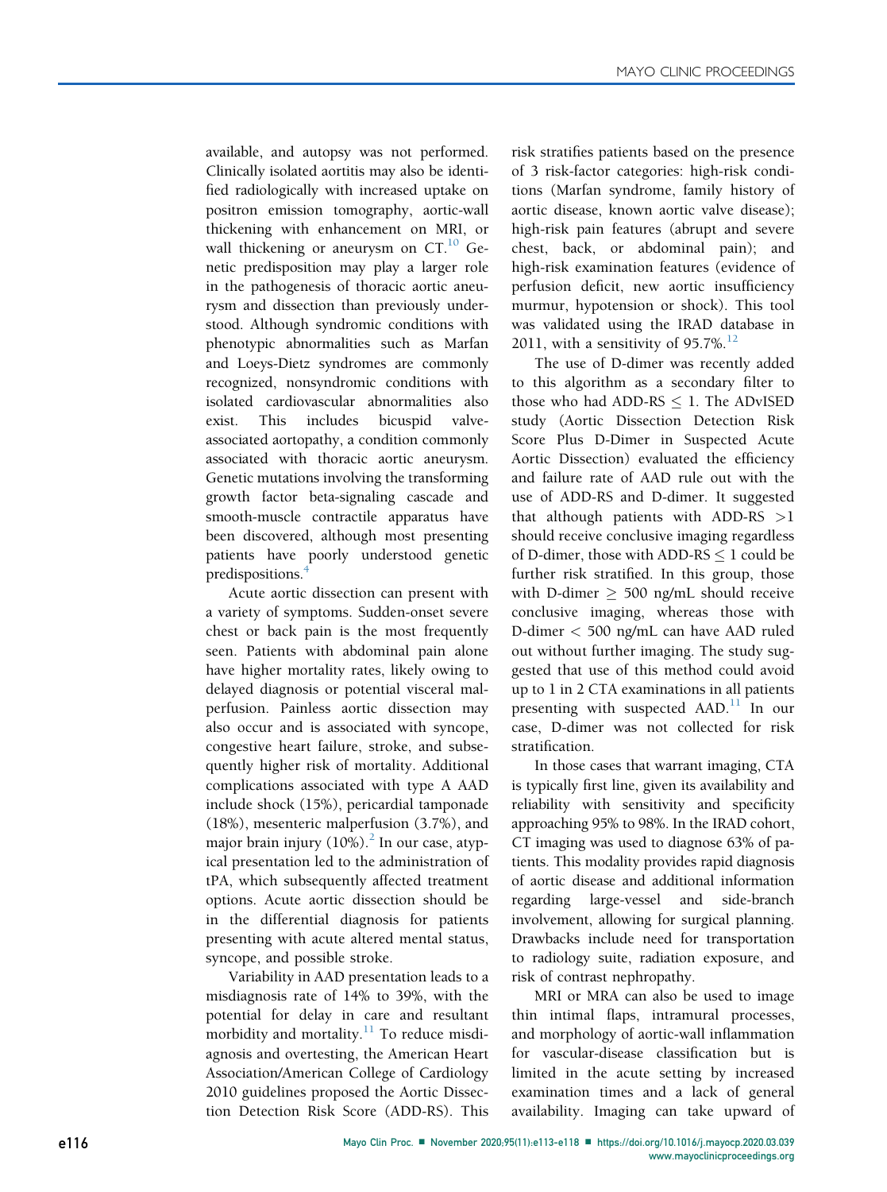available, and autopsy was not performed. Clinically isolated aortitis may also be identified radiologically with increased uptake on positron emission tomography, aortic-wall thickening with enhancement on MRI, or wall thickening or aneurysm on CT.[10] Genetic predisposition may play a larger role in the pathogenesis of thoracic aortic aneurysm and dissection than previously understood. Although syndromic conditions with phenotypic abnormalities such as Marfan and Loeys-Dietz syndromes are commonly recognized, nonsyndromic conditions with isolated cardiovascular abnormalities also exist. This includes bicuspid valve-associated aortopathy, a condition commonly associated with thoracic aortic aneurysm. Genetic mutations involving the transforming growth factor beta-signaling cascade and smooth-muscle contractile apparatus have been discovered, although most presenting patients have poorly understood genetic predispositions.[4]

Acute aortic dissection can present with a variety of symptoms. Sudden-onset severe chest or back pain is the most frequently seen. Patients with abdominal pain alone have higher mortality rates, likely owing to delayed diagnosis or potential visceral malperfusion. Painless aortic dissection may also occur and is associated with syncope, congestive heart failure, stroke, and subsequently higher risk of mortality. Additional complications associated with type A AAD include shock (15%), pericardial tamponade (18%), mesenteric malperfusion (3.7%), and major brain injury (10%).[2] In our case, atypical presentation led to the administration of tPA, which subsequently affected treatment options. Acute aortic dissection should be in the differential diagnosis for patients presenting with acute altered mental status, syncope, and possible stroke.

Variability in AAD presentation leads to a misdiagnosis rate of 14% to 39%, with the potential for delay in care and resultant morbidity and mortality.[11] To reduce misdiagnosis and overtesting, the American Heart Association/American College of Cardiology 2010 guidelines proposed the Aortic Dissection Detection Risk Score (ADD-RS). This risk stratifies patients based on the presence of 3 risk-factor categories: high-risk conditions (Marfan syndrome, family history of aortic disease, known aortic valve disease); high-risk pain features (abrupt and severe chest, back, or abdominal pain); and high-risk examination features (evidence of perfusion deficit, new aortic insufficiency murmur, hypotension or shock). This tool was validated using the IRAD database in 2011, with a sensitivity of 95.7%.[12]

The use of D-dimer was recently added to this algorithm as a secondary filter to those who had ADD-RS $\leq 1$. The ADvISED study (Aortic Dissection Detection Risk Score Plus D-Dimer in Suspected Acute Aortic Dissection) evaluated the efficiency and failure rate of AAD rule out with the use of ADD-RS and D-dimer. It suggested that although patients with ADD-RS $>1$ should receive conclusive imaging regardless of D-dimer, those with ADD-RS $\leq 1$ could be further risk stratified. In this group, those with D-dimer $\geq 500$ ng/mL should receive conclusive imaging, whereas those with D-dimer $< 500$ ng/mL can have AAD ruled out without further imaging. The study suggested that use of this method could avoid up to 1 in 2 CTA examinations in all patients presenting with suspected AAD.[11] In our case, D-dimer was not collected for risk stratification.

In those cases that warrant imaging, CTA is typically first line, given its availability and reliability with sensitivity and specificity approaching 95% to 98%. In the IRAD cohort, CT imaging was used to diagnose 63% of patients. This modality provides rapid diagnosis of aortic disease and additional information regarding large-vessel and side-branch involvement, allowing for surgical planning. Drawbacks include need for transportation to radiology suite, radiation exposure, and risk of contrast nephropathy.

MRI or MRA can also be used to image thin intimal flaps, intramural processes, and morphology of aortic-wall inflammation for vascular-disease classification but is limited in the acute setting by increased examination times and a lack of general availability. Imaging can take upward of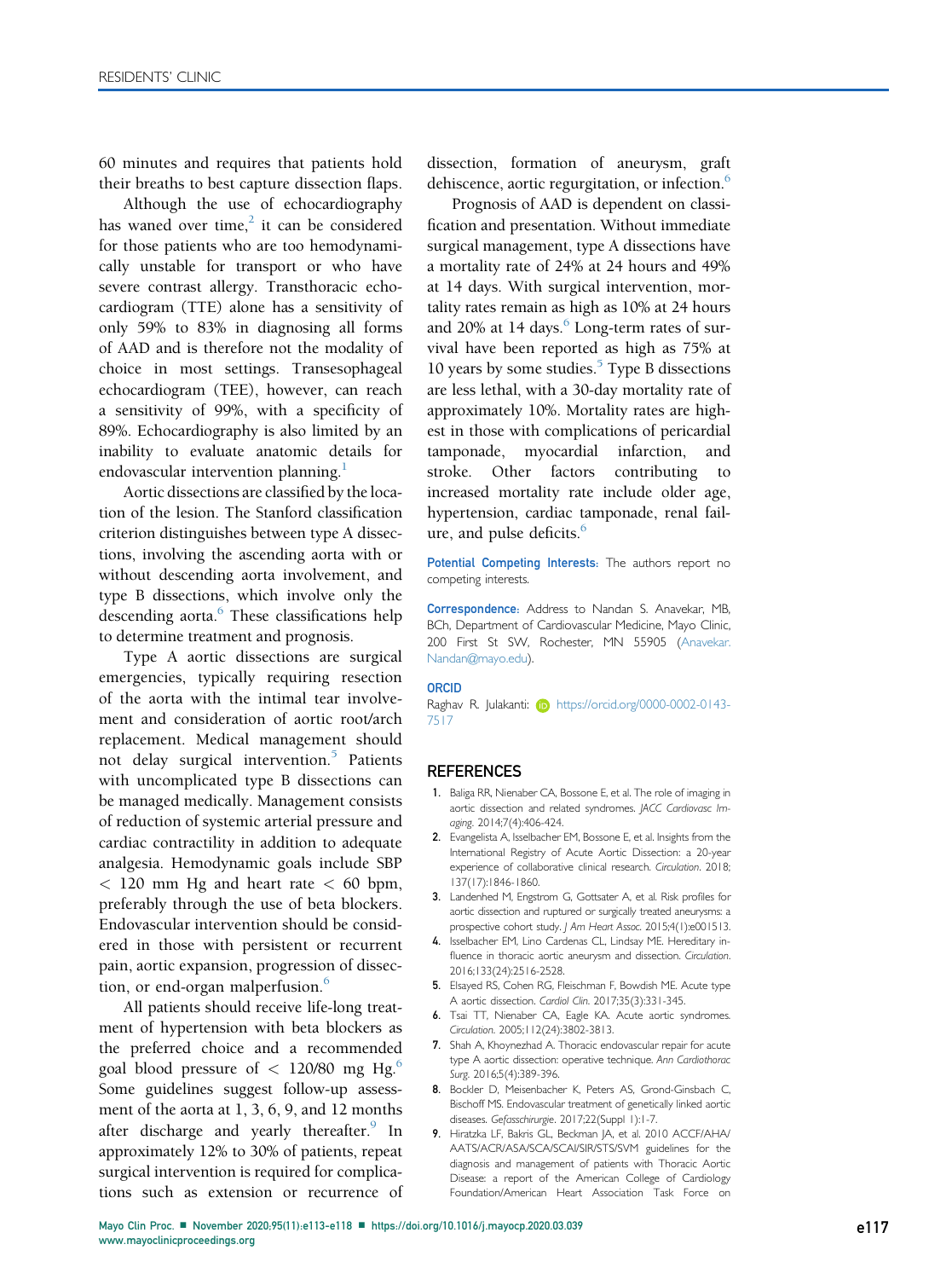60 minutes and requires that patients hold their breaths to best capture dissection flaps.

Although the use of echocardiography has waned over time,[2] it can be considered for those patients who are too hemodynamically unstable for transport or who have severe contrast allergy. Transthoracic echocardiogram (TTE) alone has a sensitivity of only 59% to 83% in diagnosing all forms of AAD and is therefore not the modality of choice in most settings. Transesophageal echocardiogram (TEE), however, can reach a sensitivity of 99%, with a specificity of 89%. Echocardiography is also limited by an inability to evaluate anatomic details for endovascular intervention planning.[1]

Aortic dissections are classified by the location of the lesion. The Stanford classification criterion distinguishes between type A dissections, involving the ascending aorta with or without descending aorta involvement, and type B dissections, which involve only the descending aorta.[6] These classifications help to determine treatment and prognosis.

Type A aortic dissections are surgical emergencies, typically requiring resection of the aorta with the intimal tear involvement and consideration of aortic root/arch replacement. Medical management should not delay surgical intervention.[5] Patients with uncomplicated type B dissections can be managed medically. Management consists of reduction of systemic arterial pressure and cardiac contractility in addition to adequate analgesia. Hemodynamic goals include SBP $<$ 120 mm Hg and heart rate $<$ 60 bpm, preferably through the use of beta blockers. Endovascular intervention should be considered in those with persistent or recurrent pain, aortic expansion, progression of dissection, or end-organ malperfusion.[6]

All patients should receive life-long treatment of hypertension with beta blockers as the preferred choice and a recommended goal blood pressure of $<$ 120/80 mg Hg.[6] Some guidelines suggest follow-up assessment of the aorta at 1, 3, 6, 9, and 12 months after discharge and yearly thereafter.[9] In approximately 12% to 30% of patients, repeat surgical intervention is required for complications such as extension or recurrence of dissection, formation of aneurysm, graft dehiscence, aortic regurgitation, or infection.[6]

Prognosis of AAD is dependent on classification and presentation. Without immediate surgical management, type A dissections have a mortality rate of 24% at 24 hours and 49% at 14 days. With surgical intervention, mortality rates remain as high as 10% at 24 hours and 20% at 14 days.[6] Long-term rates of survival have been reported as high as 75% at 10 years by some studies.[5] Type B dissections are less lethal, with a 30-day mortality rate of approximately 10%. Mortality rates are highest in those with complications of pericardial tamponade, myocardial infarction, and stroke. Other factors contributing to increased mortality rate include older age, hypertension, cardiac tamponade, renal failure, and pulse deficits.[6]

**Potential Competing Interests:** The authors report no competing interests.

**Correspondence:** Address to Nandan S. Anavekar, MB, BCh, Department of Cardiovascular Medicine, Mayo Clinic, 200 First St SW, Rochester, MN 55905 (Anavekar.Nandan@mayo.edu).

**ORCID**

Raghav R. Julakanti: https://orcid.org/0000-0002-0143-7517

## REFERENCES

1. Baliga RR, Nienaber CA, Bossone E, et al. The role of imaging in aortic dissection and related syndromes. *JACC Cardiovasc Imaging*. 2014;7(4):406-424.
2. Evangelista A, Isselbacher EM, Bossone E, et al. Insights from the International Registry of Acute Aortic Dissection: a 20-year experience of collaborative clinical research. *Circulation*. 2018;137(17):1846-1860.
3. Landenhed M, Engstrom G, Gottsater A, et al. Risk profiles for aortic dissection and ruptured or surgically treated aneurysms: a prospective cohort study. *J Am Heart Assoc*. 2015;4(1):e001513.
4. Isselbacher EM, Lino Cardenas CL, Lindsay ME. Hereditary influence in thoracic aortic aneurysm and dissection. *Circulation*. 2016;133(24):2516-2528.
5. Elsayed RS, Cohen RG, Fleischman F, Bowdish ME. Acute type A aortic dissection. *Cardiol Clin*. 2017;35(3):331-345.
6. Tsai TT, Nienaber CA, Eagle KA. Acute aortic syndromes. *Circulation*. 2005;112(24):3802-3813.
7. Shah A, Khoynezhad A. Thoracic endovascular repair for acute type A aortic dissection: operative technique. *Ann Cardiothorac Surg*. 2016;5(4):389-396.
8. Bockler D, Meisenbacher K, Peters AS, Grond-Ginsbach C, Bischoff MS. Endovascular treatment of genetically linked aortic diseases. *Gefasschirurgie*. 2017;22(Suppl 1):1-7.
9. Hiratzka LF, Bakris GL, Beckman JA, et al. 2010 ACCF/AHA/AATS/ACR/ASA/SCA/SCAI/SIR/STS/SVM guidelines for the diagnosis and management of patients with Thoracic Aortic Disease: a report of the American College of Cardiology Foundation/American Heart Association Task Force on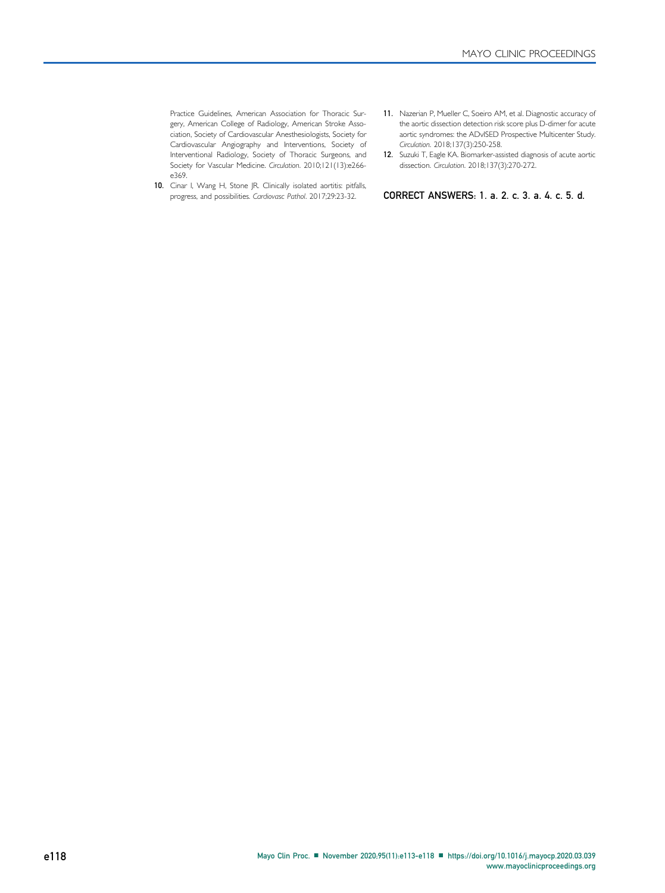Practice Guidelines, American Association for Thoracic Surgery, American College of Radiology, American Stroke Association, Society of Cardiovascular Anesthesiologists, Society for Cardiovascular Angiography and Interventions, Society of Interventional Radiology, Society of Thoracic Surgeons, and Society for Vascular Medicine. *Circulation*. 2010;121(13):e266-e369.

10. Cinar I, Wang H, Stone JR. Clinically isolated aortitis: pitfalls, progress, and possibilities. *Cardiovasc Pathol*. 2017;29:23-32.
11. Nazerian P, Mueller C, Soeiro AM, et al. Diagnostic accuracy of the aortic dissection detection risk score plus D-dimer for acute aortic syndromes: the ADvISED Prospective Multicenter Study. *Circulation*. 2018;137(3):250-258.
12. Suzuki T, Eagle KA. Biomarker-assisted diagnosis of acute aortic dissection. *Circulation*. 2018;137(3):270-272.

**CORRECT ANSWERS: 1. a. 2. c. 3. a. 4. c. 5. d.**